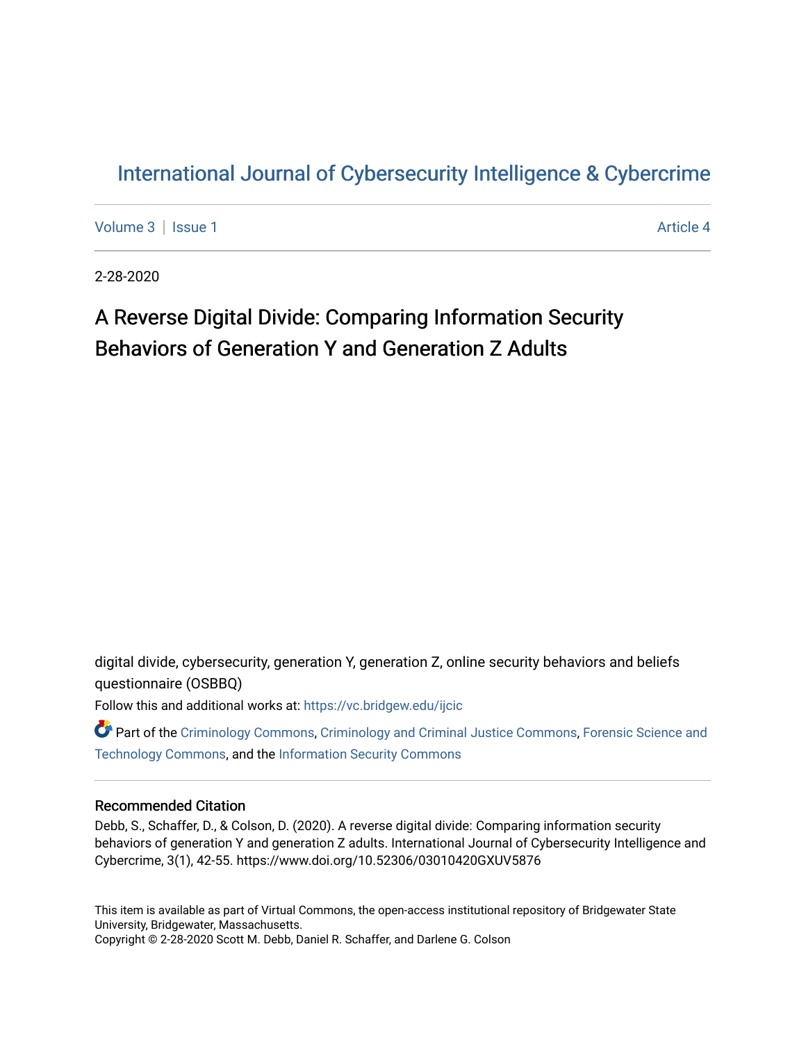# International Journal of Cybersecurity Intelligence & Cybercrime

Volume 3 | Issue 1 — Article 4

2-28-2020

## A Reverse Digital Divide: Comparing Information Security Behaviors of Generation Y and Generation Z Adults

digital divide, cybersecurity, generation Y, generation Z, online security behaviors and beliefs questionnaire (OSBBQ)

Follow this and additional works at: https://vc.bridgew.edu/ijcic

Part of the Criminology Commons, Criminology and Criminal Justice Commons, Forensic Science and Technology Commons, and the Information Security Commons

### Recommended Citation

Debb, S., Schaffer, D., & Colson, D. (2020). A reverse digital divide: Comparing information security behaviors of generation Y and generation Z adults. International Journal of Cybersecurity Intelligence and Cybercrime, 3(1), 42-55. https://www.doi.org/10.52306/03010420GXUV5876

This item is available as part of Virtual Commons, the open-access institutional repository of Bridgewater State University, Bridgewater, Massachusetts.
Copyright © 2-28-2020 Scott M. Debb, Daniel R. Schaffer, and Darlene G. Colson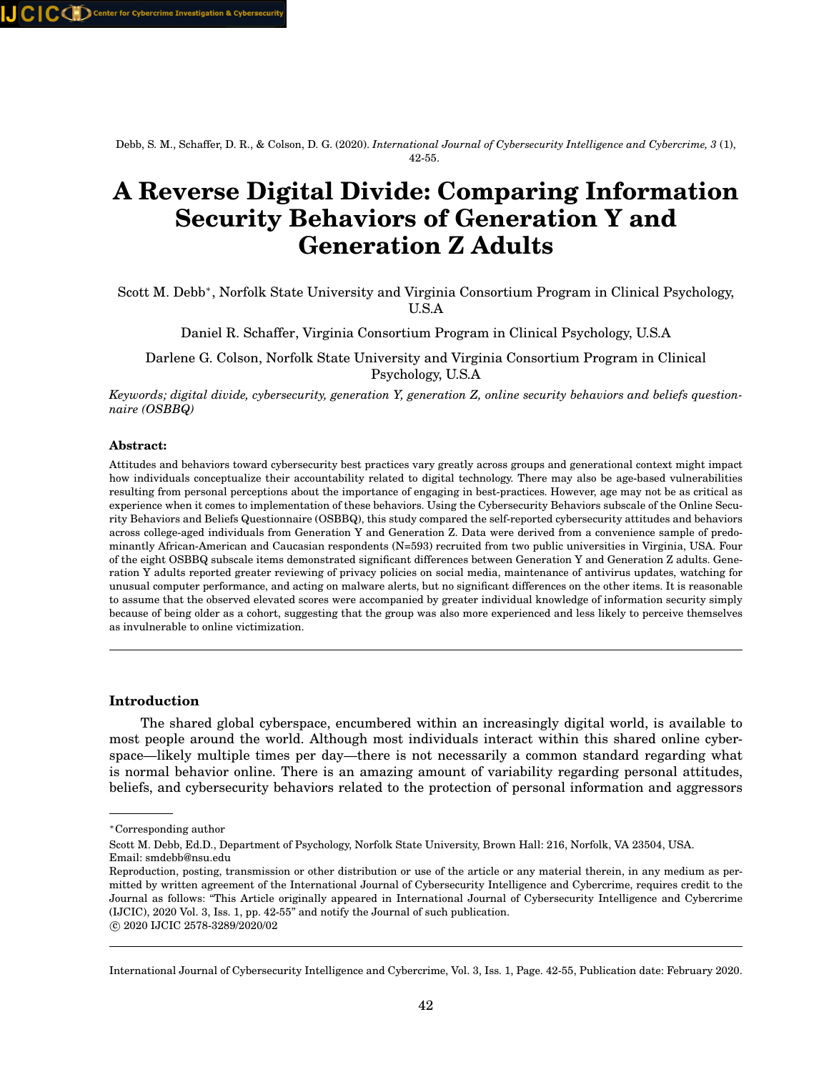Debb, S. M., Schaffer, D. R., & Colson, D. G. (2020). *International Journal of Cybersecurity Intelligence and Cybercrime, 3* (1), 42-55.

# A Reverse Digital Divide: Comparing Information Security Behaviors of Generation Y and Generation Z Adults

Scott M. Debb*, Norfolk State University and Virginia Consortium Program in Clinical Psychology, U.S.A

Daniel R. Schaffer, Virginia Consortium Program in Clinical Psychology, U.S.A

Darlene G. Colson, Norfolk State University and Virginia Consortium Program in Clinical Psychology, U.S.A

*Keywords; digital divide, cybersecurity, generation Y, generation Z, online security behaviors and beliefs questionnaire (OSBBQ)*

### Abstract:

Attitudes and behaviors toward cybersecurity best practices vary greatly across groups and generational context might impact how individuals conceptualize their accountability related to digital technology. There may also be age-based vulnerabilities resulting from personal perceptions about the importance of engaging in best-practices. However, age may not be as critical as experience when it comes to implementation of these behaviors. Using the Cybersecurity Behaviors subscale of the Online Security Behaviors and Beliefs Questionnaire (OSBBQ), this study compared the self-reported cybersecurity attitudes and behaviors across college-aged individuals from Generation Y and Generation Z. Data were derived from a convenience sample of predominantly African-American and Caucasian respondents (N=593) recruited from two public universities in Virginia, USA. Four of the eight OSBBQ subscale items demonstrated significant differences between Generation Y and Generation Z adults. Generation Y adults reported greater reviewing of privacy policies on social media, maintenance of antivirus updates, watching for unusual computer performance, and acting on malware alerts, but no significant differences on the other items. It is reasonable to assume that the observed elevated scores were accompanied by greater individual knowledge of information security simply because of being older as a cohort, suggesting that the group was also more experienced and less likely to perceive themselves as invulnerable to online victimization.

---

### Introduction

The shared global cyberspace, encumbered within an increasingly digital world, is available to most people around the world. Although most individuals interact within this shared online cyberspace—likely multiple times per day—there is not necessarily a common standard regarding what is normal behavior online. There is an amazing amount of variability regarding personal attitudes, beliefs, and cybersecurity behaviors related to the protection of personal information and aggressors

---

*Corresponding author

Scott M. Debb, Ed.D., Department of Psychology, Norfolk State University, Brown Hall: 216, Norfolk, VA 23504, USA. Email: smdebb@nsu.edu

Reproduction, posting, transmission or other distribution or use of the article or any material therein, in any medium as permitted by written agreement of the International Journal of Cybersecurity Intelligence and Cybercrime, requires credit to the Journal as follows: "This Article originally appeared in International Journal of Cybersecurity Intelligence and Cybercrime (IJCIC), 2020 Vol. 3, Iss. 1, pp. 42-55" and notify the Journal of such publication.

© 2020 IJCIC 2578-3289/2020/02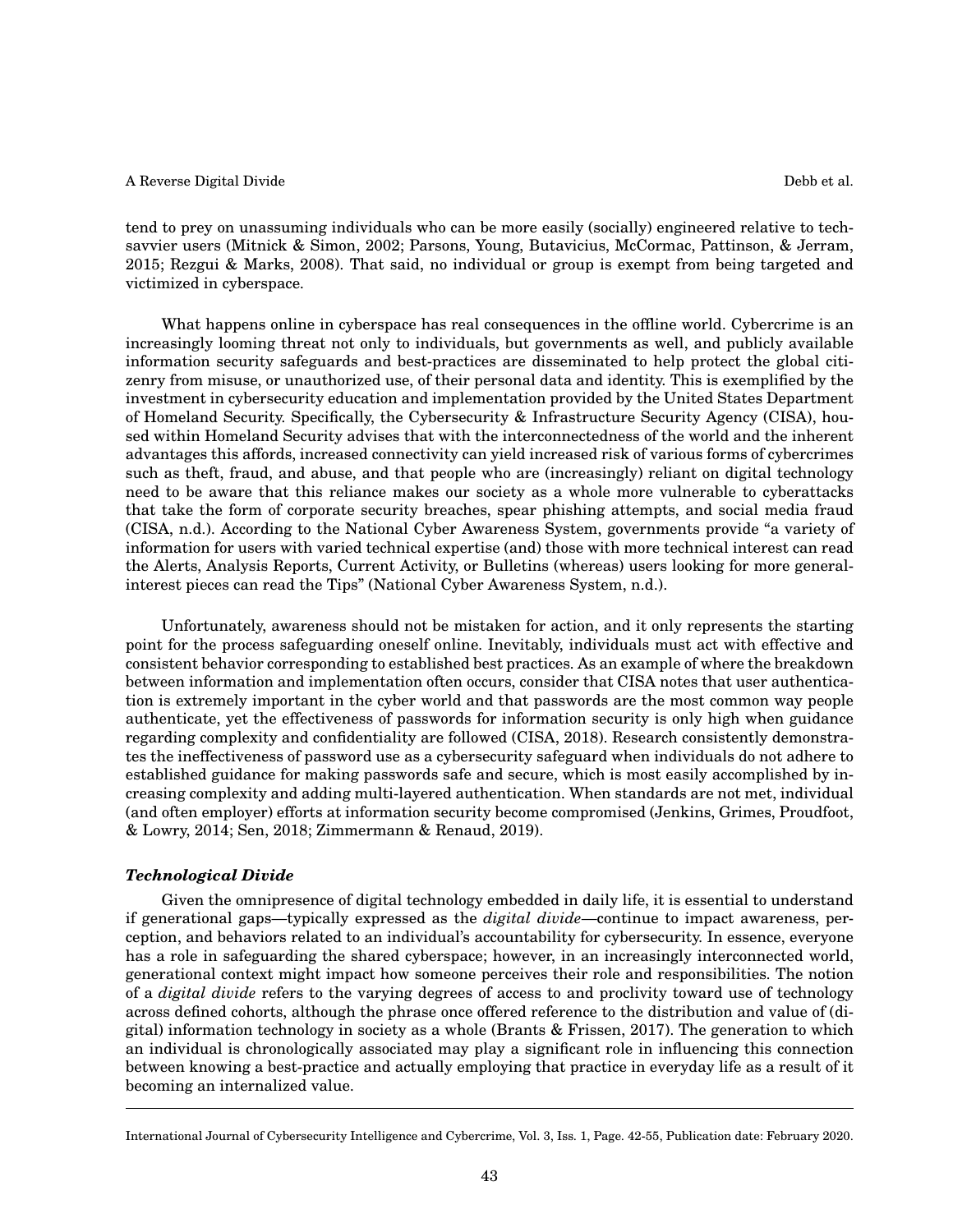tend to prey on unassuming individuals who can be more easily (socially) engineered relative to tech-savvier users (Mitnick & Simon, 2002; Parsons, Young, Butavicius, McCormac, Pattinson, & Jerram, 2015; Rezgui & Marks, 2008). That said, no individual or group is exempt from being targeted and victimized in cyberspace.

What happens online in cyberspace has real consequences in the offline world. Cybercrime is an increasingly looming threat not only to individuals, but governments as well, and publicly available information security safeguards and best-practices are disseminated to help protect the global citizenry from misuse, or unauthorized use, of their personal data and identity. This is exemplified by the investment in cybersecurity education and implementation provided by the United States Department of Homeland Security. Specifically, the Cybersecurity & Infrastructure Security Agency (CISA), housed within Homeland Security advises that with the interconnectedness of the world and the inherent advantages this affords, increased connectivity can yield increased risk of various forms of cybercrimes such as theft, fraud, and abuse, and that people who are (increasingly) reliant on digital technology need to be aware that this reliance makes our society as a whole more vulnerable to cyberattacks that take the form of corporate security breaches, spear phishing attempts, and social media fraud (CISA, n.d.). According to the National Cyber Awareness System, governments provide "a variety of information for users with varied technical expertise (and) those with more technical interest can read the Alerts, Analysis Reports, Current Activity, or Bulletins (whereas) users looking for more general-interest pieces can read the Tips" (National Cyber Awareness System, n.d.).

Unfortunately, awareness should not be mistaken for action, and it only represents the starting point for the process safeguarding oneself online. Inevitably, individuals must act with effective and consistent behavior corresponding to established best practices. As an example of where the breakdown between information and implementation often occurs, consider that CISA notes that user authentication is extremely important in the cyber world and that passwords are the most common way people authenticate, yet the effectiveness of passwords for information security is only high when guidance regarding complexity and confidentiality are followed (CISA, 2018). Research consistently demonstrates the ineffectiveness of password use as a cybersecurity safeguard when individuals do not adhere to established guidance for making passwords safe and secure, which is most easily accomplished by increasing complexity and adding multi-layered authentication. When standards are not met, individual (and often employer) efforts at information security become compromised (Jenkins, Grimes, Proudfoot, & Lowry, 2014; Sen, 2018; Zimmermann & Renaud, 2019).

### *Technological Divide*

Given the omnipresence of digital technology embedded in daily life, it is essential to understand if generational gaps—typically expressed as the *digital divide*—continue to impact awareness, perception, and behaviors related to an individual's accountability for cybersecurity. In essence, everyone has a role in safeguarding the shared cyberspace; however, in an increasingly interconnected world, generational context might impact how someone perceives their role and responsibilities. The notion of a *digital divide* refers to the varying degrees of access to and proclivity toward use of technology across defined cohorts, although the phrase once offered reference to the distribution and value of (digital) information technology in society as a whole (Brants & Frissen, 2017). The generation to which an individual is chronologically associated may play a significant role in influencing this connection between knowing a best-practice and actually employing that practice in everyday life as a result of it becoming an internalized value.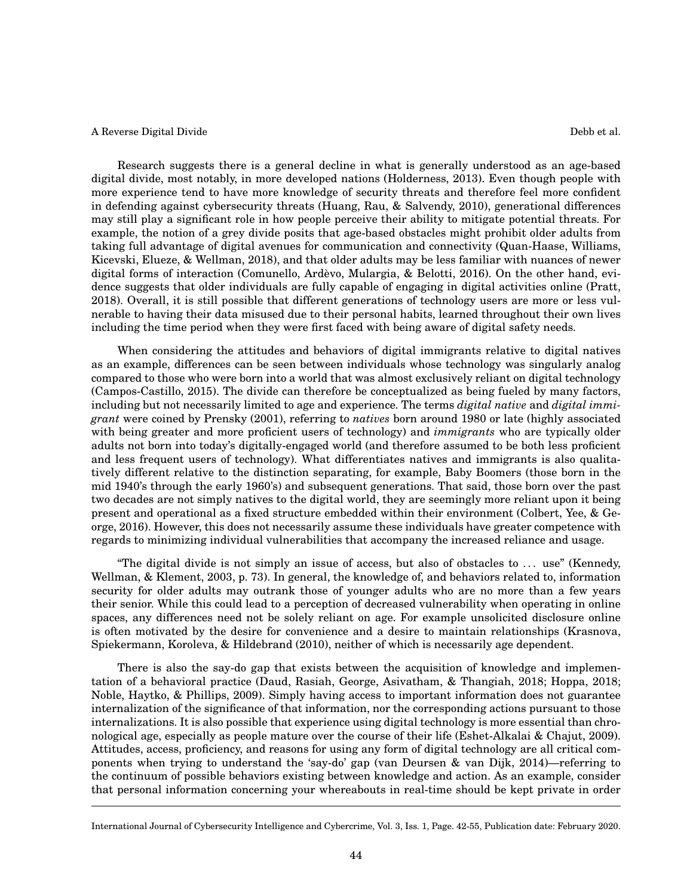Research suggests there is a general decline in what is generally understood as an age-based digital divide, most notably, in more developed nations (Holderness, 2013). Even though people with more experience tend to have more knowledge of security threats and therefore feel more confident in defending against cybersecurity threats (Huang, Rau, & Salvendy, 2010), generational differences may still play a significant role in how people perceive their ability to mitigate potential threats. For example, the notion of a grey divide posits that age-based obstacles might prohibit older adults from taking full advantage of digital avenues for communication and connectivity (Quan-Haase, Williams, Kicevski, Elueze, & Wellman, 2018), and that older adults may be less familiar with nuances of newer digital forms of interaction (Comunello, Ardèvo, Mulargia, & Belotti, 2016). On the other hand, evidence suggests that older individuals are fully capable of engaging in digital activities online (Pratt, 2018). Overall, it is still possible that different generations of technology users are more or less vulnerable to having their data misused due to their personal habits, learned throughout their own lives including the time period when they were first faced with being aware of digital safety needs.

When considering the attitudes and behaviors of digital immigrants relative to digital natives as an example, differences can be seen between individuals whose technology was singularly analog compared to those who were born into a world that was almost exclusively reliant on digital technology (Campos-Castillo, 2015). The divide can therefore be conceptualized as being fueled by many factors, including but not necessarily limited to age and experience. The terms *digital native* and *digital immigrant* were coined by Prensky (2001), referring to *natives* born around 1980 or late (highly associated with being greater and more proficient users of technology) and *immigrants* who are typically older adults not born into today's digitally-engaged world (and therefore assumed to be both less proficient and less frequent users of technology). What differentiates natives and immigrants is also qualitatively different relative to the distinction separating, for example, Baby Boomers (those born in the mid 1940's through the early 1960's) and subsequent generations. That said, those born over the past two decades are not simply natives to the digital world, they are seemingly more reliant upon it being present and operational as a fixed structure embedded within their environment (Colbert, Yee, & George, 2016). However, this does not necessarily assume these individuals have greater competence with regards to minimizing individual vulnerabilities that accompany the increased reliance and usage.

"The digital divide is not simply an issue of access, but also of obstacles to ... use" (Kennedy, Wellman, & Klement, 2003, p. 73). In general, the knowledge of, and behaviors related to, information security for older adults may outrank those of younger adults who are no more than a few years their senior. While this could lead to a perception of decreased vulnerability when operating in online spaces, any differences need not be solely reliant on age. For example unsolicited disclosure online is often motivated by the desire for convenience and a desire to maintain relationships (Krasnova, Spiekermann, Koroleva, & Hildebrand (2010), neither of which is necessarily age dependent.

There is also the say-do gap that exists between the acquisition of knowledge and implementation of a behavioral practice (Daud, Rasiah, George, Asivatham, & Thangiah, 2018; Hoppa, 2018; Noble, Haytko, & Phillips, 2009). Simply having access to important information does not guarantee internalization of the significance of that information, nor the corresponding actions pursuant to those internalizations. It is also possible that experience using digital technology is more essential than chronological age, especially as people mature over the course of their life (Eshet-Alkalai & Chajut, 2009). Attitudes, access, proficiency, and reasons for using any form of digital technology are all critical components when trying to understand the 'say-do' gap (van Deursen & van Dijk, 2014)—referring to the continuum of possible behaviors existing between knowledge and action. As an example, consider that personal information concerning your whereabouts in real-time should be kept private in order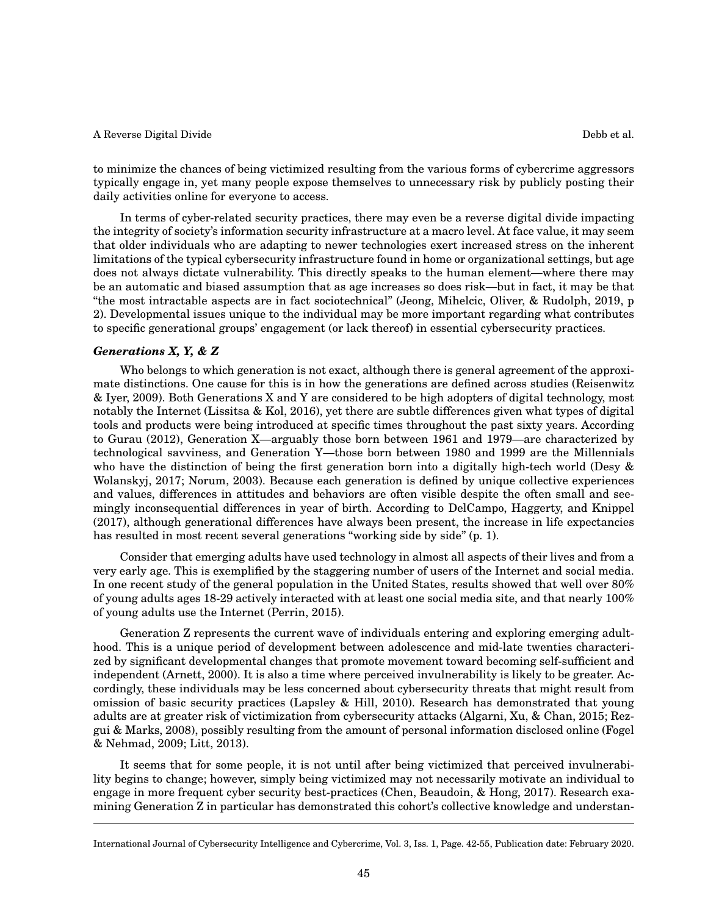to minimize the chances of being victimized resulting from the various forms of cybercrime aggressors typically engage in, yet many people expose themselves to unnecessary risk by publicly posting their daily activities online for everyone to access.

In terms of cyber-related security practices, there may even be a reverse digital divide impacting the integrity of society's information security infrastructure at a macro level. At face value, it may seem that older individuals who are adapting to newer technologies exert increased stress on the inherent limitations of the typical cybersecurity infrastructure found in home or organizational settings, but age does not always dictate vulnerability. This directly speaks to the human element—where there may be an automatic and biased assumption that as age increases so does risk—but in fact, it may be that "the most intractable aspects are in fact sociotechnical" (Jeong, Mihelcic, Oliver, & Rudolph, 2019, p 2). Developmental issues unique to the individual may be more important regarding what contributes to specific generational groups' engagement (or lack thereof) in essential cybersecurity practices.

### *Generations X, Y, & Z*

Who belongs to which generation is not exact, although there is general agreement of the approximate distinctions. One cause for this is in how the generations are defined across studies (Reisenwitz & Iyer, 2009). Both Generations X and Y are considered to be high adopters of digital technology, most notably the Internet (Lissitsa & Kol, 2016), yet there are subtle differences given what types of digital tools and products were being introduced at specific times throughout the past sixty years. According to Gurau (2012), Generation X—arguably those born between 1961 and 1979—are characterized by technological savviness, and Generation Y—those born between 1980 and 1999 are the Millennials who have the distinction of being the first generation born into a digitally high-tech world (Desy & Wolanskyj, 2017; Norum, 2003). Because each generation is defined by unique collective experiences and values, differences in attitudes and behaviors are often visible despite the often small and seemingly inconsequential differences in year of birth. According to DelCampo, Haggerty, and Knippel (2017), although generational differences have always been present, the increase in life expectancies has resulted in most recent several generations "working side by side" (p. 1).

Consider that emerging adults have used technology in almost all aspects of their lives and from a very early age. This is exemplified by the staggering number of users of the Internet and social media. In one recent study of the general population in the United States, results showed that well over 80% of young adults ages 18-29 actively interacted with at least one social media site, and that nearly 100% of young adults use the Internet (Perrin, 2015).

Generation Z represents the current wave of individuals entering and exploring emerging adulthood. This is a unique period of development between adolescence and mid-late twenties characterized by significant developmental changes that promote movement toward becoming self-sufficient and independent (Arnett, 2000). It is also a time where perceived invulnerability is likely to be greater. Accordingly, these individuals may be less concerned about cybersecurity threats that might result from omission of basic security practices (Lapsley & Hill, 2010). Research has demonstrated that young adults are at greater risk of victimization from cybersecurity attacks (Algarni, Xu, & Chan, 2015; Rezgui & Marks, 2008), possibly resulting from the amount of personal information disclosed online (Fogel & Nehmad, 2009; Litt, 2013).

It seems that for some people, it is not until after being victimized that perceived invulnerability begins to change; however, simply being victimized may not necessarily motivate an individual to engage in more frequent cyber security best-practices (Chen, Beaudoin, & Hong, 2017). Research examining Generation Z in particular has demonstrated this cohort's collective knowledge and understan-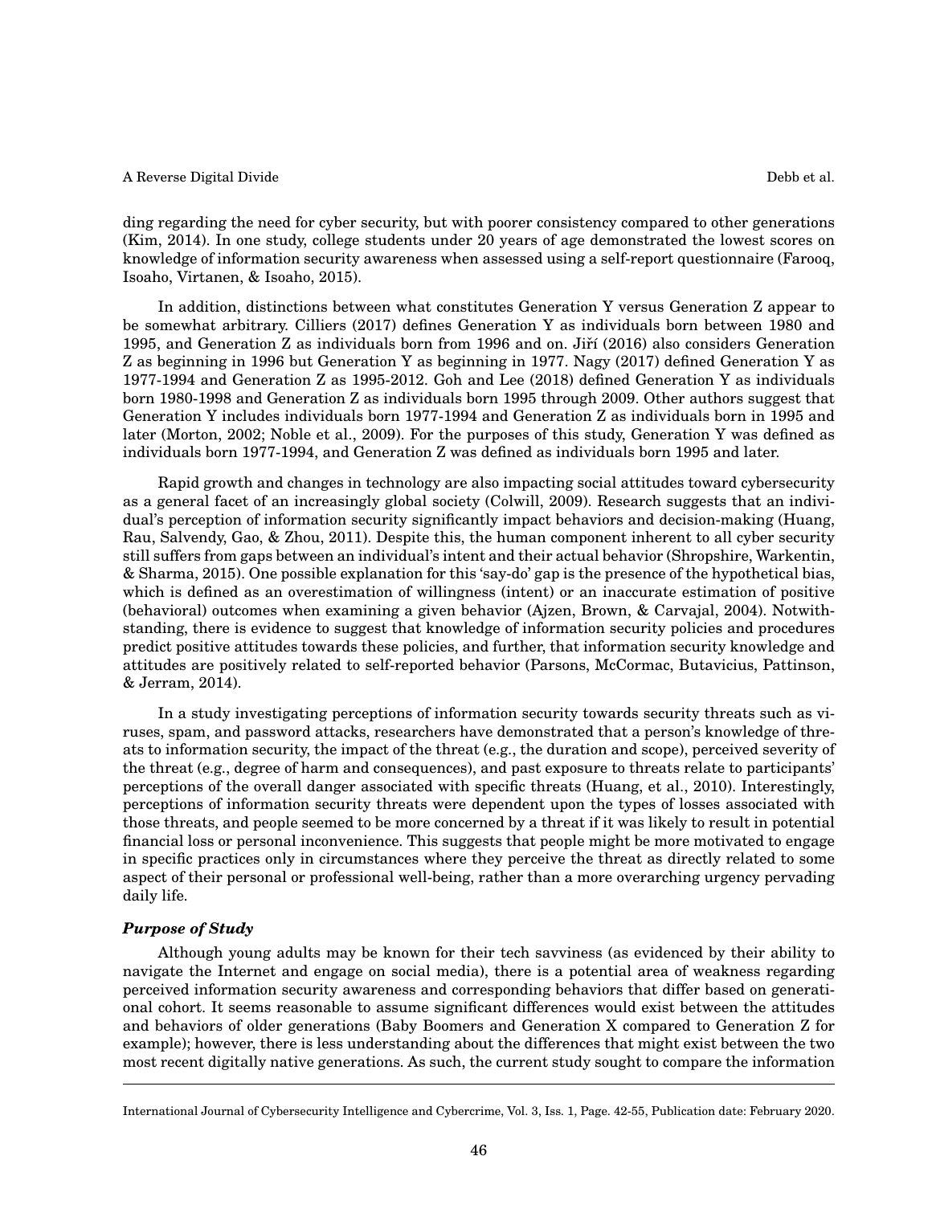ding regarding the need for cyber security, but with poorer consistency compared to other generations (Kim, 2014). In one study, college students under 20 years of age demonstrated the lowest scores on knowledge of information security awareness when assessed using a self-report questionnaire (Farooq, Isoaho, Virtanen, & Isoaho, 2015).

In addition, distinctions between what constitutes Generation Y versus Generation Z appear to be somewhat arbitrary. Cilliers (2017) defines Generation Y as individuals born between 1980 and 1995, and Generation Z as individuals born from 1996 and on. Jiří (2016) also considers Generation Z as beginning in 1996 but Generation Y as beginning in 1977. Nagy (2017) defined Generation Y as 1977-1994 and Generation Z as 1995-2012. Goh and Lee (2018) defined Generation Y as individuals born 1980-1998 and Generation Z as individuals born 1995 through 2009. Other authors suggest that Generation Y includes individuals born 1977-1994 and Generation Z as individuals born in 1995 and later (Morton, 2002; Noble et al., 2009). For the purposes of this study, Generation Y was defined as individuals born 1977-1994, and Generation Z was defined as individuals born 1995 and later.

Rapid growth and changes in technology are also impacting social attitudes toward cybersecurity as a general facet of an increasingly global society (Colwill, 2009). Research suggests that an individual's perception of information security significantly impact behaviors and decision-making (Huang, Rau, Salvendy, Gao, & Zhou, 2011). Despite this, the human component inherent to all cyber security still suffers from gaps between an individual's intent and their actual behavior (Shropshire, Warkentin, & Sharma, 2015). One possible explanation for this 'say-do' gap is the presence of the hypothetical bias, which is defined as an overestimation of willingness (intent) or an inaccurate estimation of positive (behavioral) outcomes when examining a given behavior (Ajzen, Brown, & Carvajal, 2004). Notwithstanding, there is evidence to suggest that knowledge of information security policies and procedures predict positive attitudes towards these policies, and further, that information security knowledge and attitudes are positively related to self-reported behavior (Parsons, McCormac, Butavicius, Pattinson, & Jerram, 2014).

In a study investigating perceptions of information security towards security threats such as viruses, spam, and password attacks, researchers have demonstrated that a person's knowledge of threats to information security, the impact of the threat (e.g., the duration and scope), perceived severity of the threat (e.g., degree of harm and consequences), and past exposure to threats relate to participants' perceptions of the overall danger associated with specific threats (Huang, et al., 2010). Interestingly, perceptions of information security threats were dependent upon the types of losses associated with those threats, and people seemed to be more concerned by a threat if it was likely to result in potential financial loss or personal inconvenience. This suggests that people might be more motivated to engage in specific practices only in circumstances where they perceive the threat as directly related to some aspect of their personal or professional well-being, rather than a more overarching urgency pervading daily life.

### *Purpose of Study*

Although young adults may be known for their tech savviness (as evidenced by their ability to navigate the Internet and engage on social media), there is a potential area of weakness regarding perceived information security awareness and corresponding behaviors that differ based on generational cohort. It seems reasonable to assume significant differences would exist between the attitudes and behaviors of older generations (Baby Boomers and Generation X compared to Generation Z for example); however, there is less understanding about the differences that might exist between the two most recent digitally native generations. As such, the current study sought to compare the information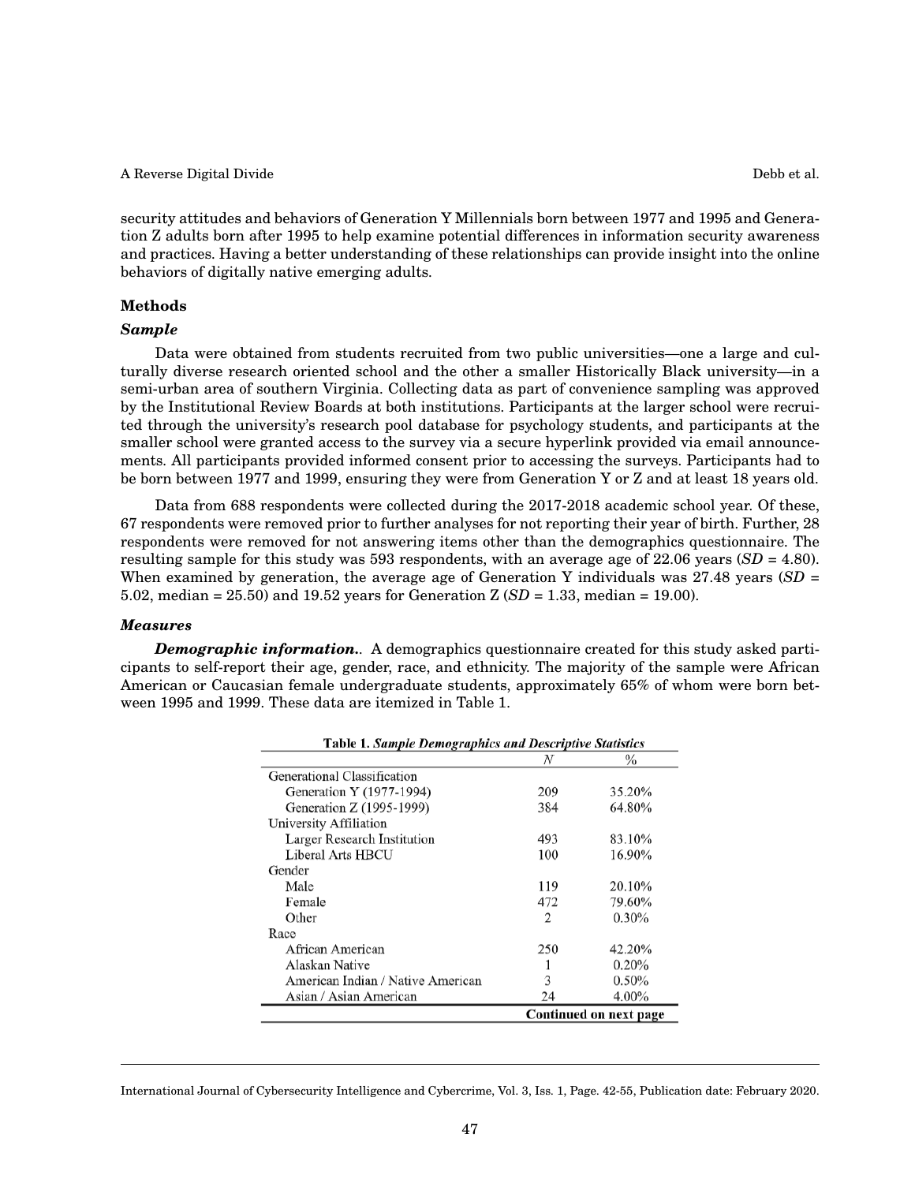security attitudes and behaviors of Generation Y Millennials born between 1977 and 1995 and Generation Z adults born after 1995 to help examine potential differences in information security awareness and practices. Having a better understanding of these relationships can provide insight into the online behaviors of digitally native emerging adults.

## Methods

### *Sample*

Data were obtained from students recruited from two public universities—one a large and culturally diverse research oriented school and the other a smaller Historically Black university—in a semi-urban area of southern Virginia. Collecting data as part of convenience sampling was approved by the Institutional Review Boards at both institutions. Participants at the larger school were recruited through the university's research pool database for psychology students, and participants at the smaller school were granted access to the survey via a secure hyperlink provided via email announcements. All participants provided informed consent prior to accessing the surveys. Participants had to be born between 1977 and 1999, ensuring they were from Generation Y or Z and at least 18 years old.

Data from 688 respondents were collected during the 2017-2018 academic school year. Of these, 67 respondents were removed prior to further analyses for not reporting their year of birth. Further, 28 respondents were removed for not answering items other than the demographics questionnaire. The resulting sample for this study was 593 respondents, with an average age of 22.06 years (*SD* = 4.80). When examined by generation, the average age of Generation Y individuals was 27.48 years (*SD* = 5.02, median = 25.50) and 19.52 years for Generation Z (*SD* = 1.33, median = 19.00).

### *Measures*

***Demographic information.*.** A demographics questionnaire created for this study asked participants to self-report their age, gender, race, and ethnicity. The majority of the sample were African American or Caucasian female undergraduate students, approximately 65% of whom were born between 1995 and 1999. These data are itemized in Table 1.

**Table 1.** ***Sample Demographics and Descriptive Statistics***

| | *N* | % |
|---|---|---|
| Generational Classification | | |
| Generation Y (1977-1994) | 209 | 35.20% |
| Generation Z (1995-1999) | 384 | 64.80% |
| University Affiliation | | |
| Larger Research Institution | 493 | 83.10% |
| Liberal Arts HBCU | 100 | 16.90% |
| Gender | | |
| Male | 119 | 20.10% |
| Female | 472 | 79.60% |
| Other | 2 | 0.30% |
| Race | | |
| African American | 250 | 42.20% |
| Alaskan Native | 1 | 0.20% |
| American Indian / Native American | 3 | 0.50% |
| Asian / Asian American | 24 | 4.00% |

**Continued on next page**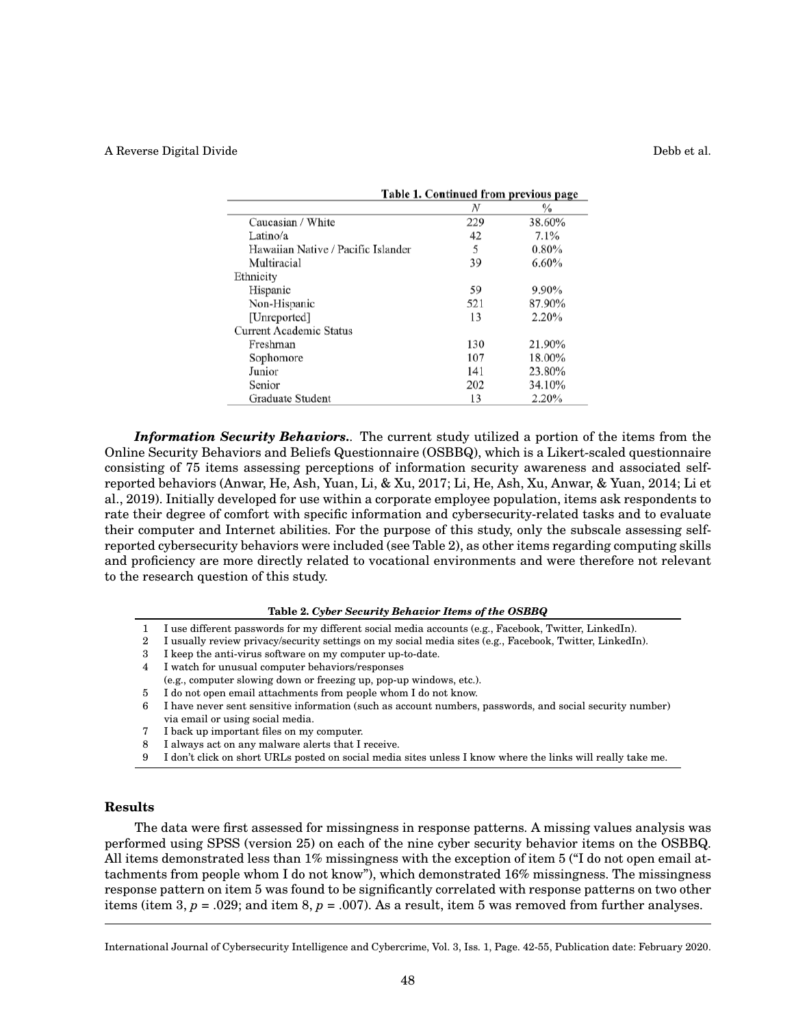**Table 1. Continued from previous page**

| | N | % |
|---|---|---|
| Caucasian / White | 229 | 38.60% |
| Latino/a | 42 | 7.1% |
| Hawaiian Native / Pacific Islander | 5 | 0.80% |
| Multiracial | 39 | 6.60% |
| Ethnicity | | |
| Hispanic | 59 | 9.90% |
| Non-Hispanic | 521 | 87.90% |
| [Unreported] | 13 | 2.20% |
| Current Academic Status | | |
| Freshman | 130 | 21.90% |
| Sophomore | 107 | 18.00% |
| Junior | 141 | 23.80% |
| Senior | 202 | 34.10% |
| Graduate Student | 13 | 2.20% |

***Information Security Behaviors.*.** The current study utilized a portion of the items from the Online Security Behaviors and Beliefs Questionnaire (OSBBQ), which is a Likert-scaled questionnaire consisting of 75 items assessing perceptions of information security awareness and associated self-reported behaviors (Anwar, He, Ash, Yuan, Li, & Xu, 2017; Li, He, Ash, Xu, Anwar, & Yuan, 2014; Li et al., 2019). Initially developed for use within a corporate employee population, items ask respondents to rate their degree of comfort with specific information and cybersecurity-related tasks and to evaluate their computer and Internet abilities. For the purpose of this study, only the subscale assessing self-reported cybersecurity behaviors were included (see Table 2), as other items regarding computing skills and proficiency are more directly related to vocational environments and were therefore not relevant to the research question of this study.

**Table 2. *Cyber Security Behavior Items of the OSBBQ***

| | |
|---|---|
| 1 | I use different passwords for my different social media accounts (e.g., Facebook, Twitter, LinkedIn). |
| 2 | I usually review privacy/security settings on my social media sites (e.g., Facebook, Twitter, LinkedIn). |
| 3 | I keep the anti-virus software on my computer up-to-date. |
| 4 | I watch for unusual computer behaviors/responses (e.g., computer slowing down or freezing up, pop-up windows, etc.). |
| 5 | I do not open email attachments from people whom I do not know. |
| 6 | I have never sent sensitive information (such as account numbers, passwords, and social security number) via email or using social media. |
| 7 | I back up important files on my computer. |
| 8 | I always act on any malware alerts that I receive. |
| 9 | I don't click on short URLs posted on social media sites unless I know where the links will really take me. |

## Results

The data were first assessed for missingness in response patterns. A missing values analysis was performed using SPSS (version 25) on each of the nine cyber security behavior items on the OSBBQ. All items demonstrated less than 1% missingness with the exception of item 5 ("I do not open email attachments from people whom I do not know"), which demonstrated 16% missingness. The missingness response pattern on item 5 was found to be significantly correlated with response patterns on two other items (item 3, $p = .029$; and item 8, $p = .007$). As a result, item 5 was removed from further analyses.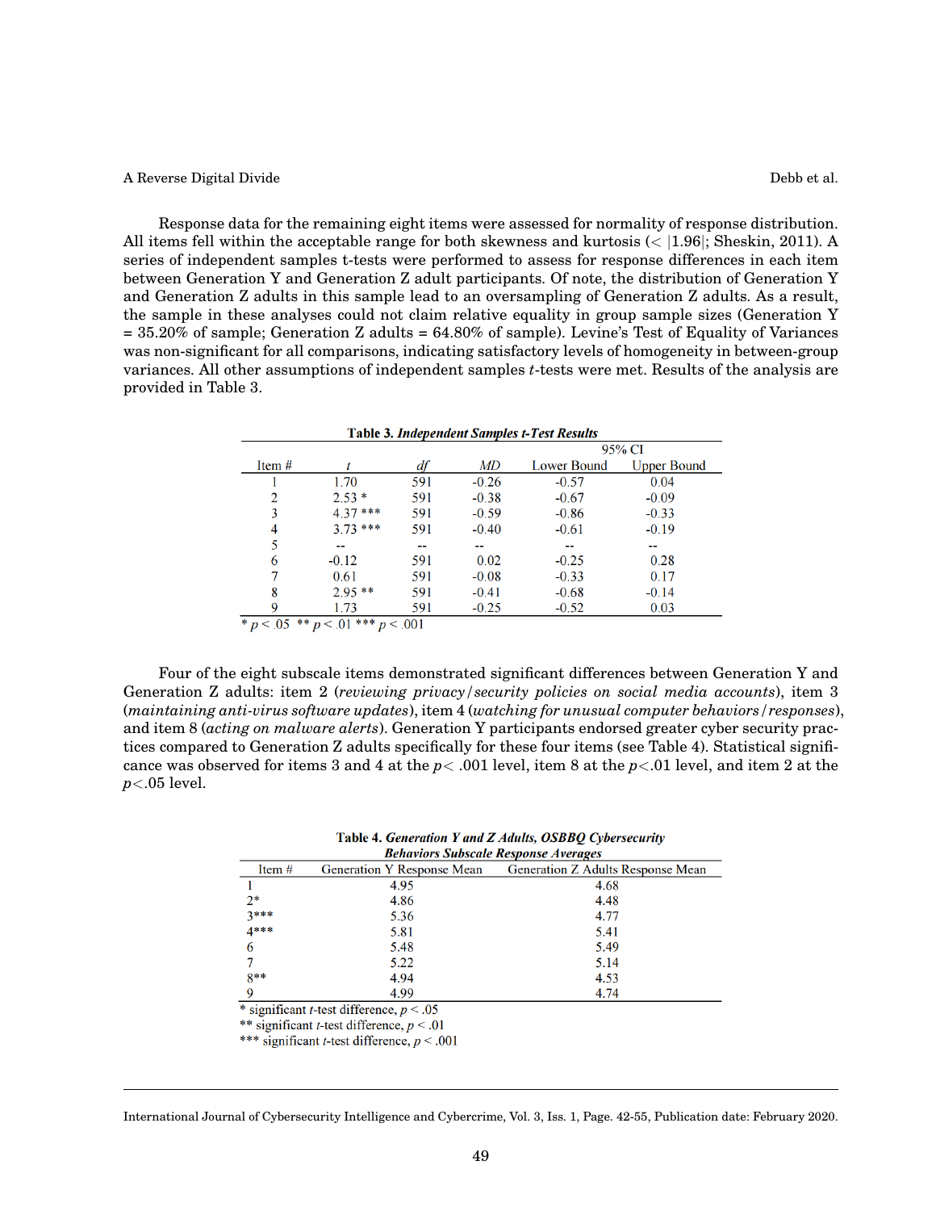Response data for the remaining eight items were assessed for normality of response distribution. All items fell within the acceptable range for both skewness and kurtosis ($< |1.96|$; Sheskin, 2011). A series of independent samples t-tests were performed to assess for response differences in each item between Generation Y and Generation Z adult participants. Of note, the distribution of Generation Y and Generation Z adults in this sample lead to an oversampling of Generation Z adults. As a result, the sample in these analyses could not claim relative equality in group sample sizes (Generation Y = 35.20% of sample; Generation Z adults = 64.80% of sample). Levine's Test of Equality of Variances was non-significant for all comparisons, indicating satisfactory levels of homogeneity in between-group variances. All other assumptions of independent samples *t*-tests were met. Results of the analysis are provided in Table 3.

**Table 3.** ***Independent Samples t-Test Results***

| | | | | 95% CI | |
|---|---|---|---|---|---|
| Item # | *t* | *df* | *MD* | Lower Bound | Upper Bound |
| 1 | 1.70 | 591 | -0.26 | -0.57 | 0.04 |
| 2 | 2.53 * | 591 | -0.38 | -0.67 | -0.09 |
| 3 | 4.37 *** | 591 | -0.59 | -0.86 | -0.33 |
| 4 | 3.73 *** | 591 | -0.40 | -0.61 | -0.19 |
| 5 | -- | -- | -- | -- | -- |
| 6 | -0.12 | 591 | 0.02 | -0.25 | 0.28 |
| 7 | 0.61 | 591 | -0.08 | -0.33 | 0.17 |
| 8 | 2.95 ** | 591 | -0.41 | -0.68 | -0.14 |
| 9 | 1.73 | 591 | -0.25 | -0.52 | 0.03 |

\* $p < .05$ ** $p < .01$ *** $p < .001$

Four of the eight subscale items demonstrated significant differences between Generation Y and Generation Z adults: item 2 (*reviewing privacy/security policies on social media accounts*), item 3 (*maintaining anti-virus software updates*), item 4 (*watching for unusual computer behaviors/responses*), and item 8 (*acting on malware alerts*). Generation Y participants endorsed greater cyber security practices compared to Generation Z adults specifically for these four items (see Table 4). Statistical significance was observed for items 3 and 4 at the $p < .001$ level, item 8 at the $p < .01$ level, and item 2 at the $p < .05$ level.

**Table 4.** ***Generation Y and Z Adults, OSBBQ Cybersecurity Behaviors Subscale Response Averages***

| Item # | Generation Y Response Mean | Generation Z Adults Response Mean |
|---|---|---|
| 1 | 4.95 | 4.68 |
| 2* | 4.86 | 4.48 |
| 3*** | 5.36 | 4.77 |
| 4*** | 5.81 | 5.41 |
| 6 | 5.48 | 5.49 |
| 7 | 5.22 | 5.14 |
| 8** | 4.94 | 4.53 |
| 9 | 4.99 | 4.74 |

\* significant *t*-test difference, $p < .05$
** significant *t*-test difference, $p < .01$
*** significant *t*-test difference, $p < .001$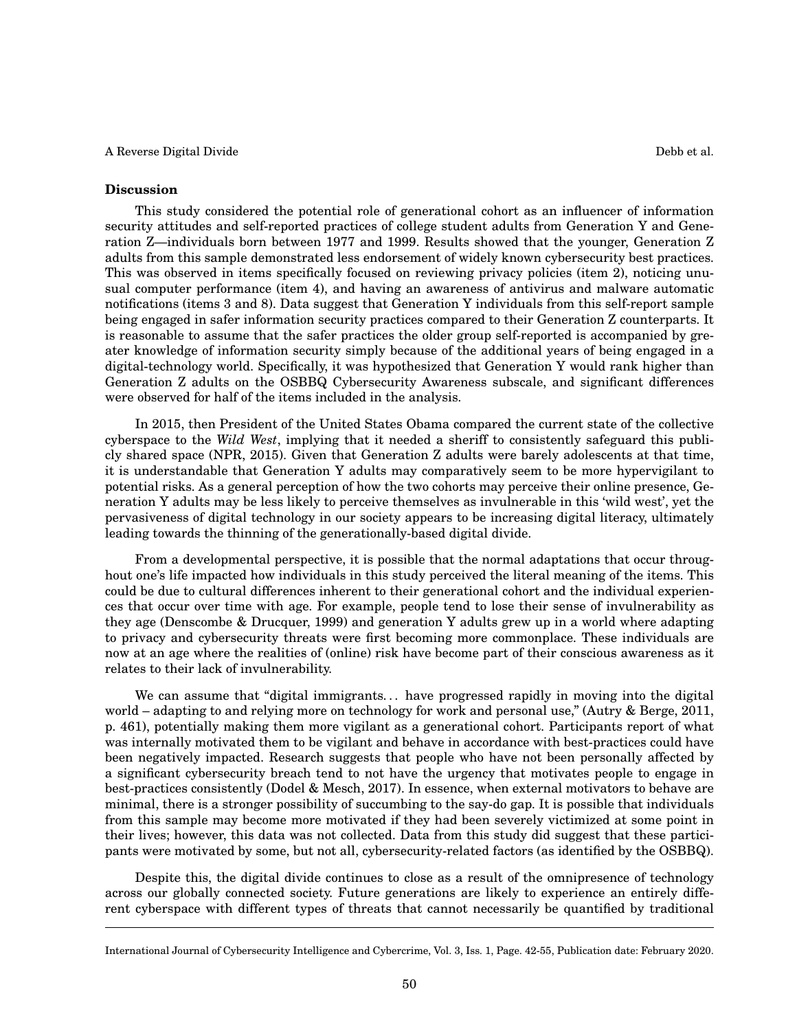## Discussion

This study considered the potential role of generational cohort as an influencer of information security attitudes and self-reported practices of college student adults from Generation Y and Generation Z—individuals born between 1977 and 1999. Results showed that the younger, Generation Z adults from this sample demonstrated less endorsement of widely known cybersecurity best practices. This was observed in items specifically focused on reviewing privacy policies (item 2), noticing unusual computer performance (item 4), and having an awareness of antivirus and malware automatic notifications (items 3 and 8). Data suggest that Generation Y individuals from this self-report sample being engaged in safer information security practices compared to their Generation Z counterparts. It is reasonable to assume that the safer practices the older group self-reported is accompanied by greater knowledge of information security simply because of the additional years of being engaged in a digital-technology world. Specifically, it was hypothesized that Generation Y would rank higher than Generation Z adults on the OSBBQ Cybersecurity Awareness subscale, and significant differences were observed for half of the items included in the analysis.

In 2015, then President of the United States Obama compared the current state of the collective cyberspace to the *Wild West*, implying that it needed a sheriff to consistently safeguard this publicly shared space (NPR, 2015). Given that Generation Z adults were barely adolescents at that time, it is understandable that Generation Y adults may comparatively seem to be more hypervigilant to potential risks. As a general perception of how the two cohorts may perceive their online presence, Generation Y adults may be less likely to perceive themselves as invulnerable in this 'wild west', yet the pervasiveness of digital technology in our society appears to be increasing digital literacy, ultimately leading towards the thinning of the generationally-based digital divide.

From a developmental perspective, it is possible that the normal adaptations that occur throughout one's life impacted how individuals in this study perceived the literal meaning of the items. This could be due to cultural differences inherent to their generational cohort and the individual experiences that occur over time with age. For example, people tend to lose their sense of invulnerability as they age (Denscombe & Drucquer, 1999) and generation Y adults grew up in a world where adapting to privacy and cybersecurity threats were first becoming more commonplace. These individuals are now at an age where the realities of (online) risk have become part of their conscious awareness as it relates to their lack of invulnerability.

We can assume that "digital immigrants... have progressed rapidly in moving into the digital world – adapting to and relying more on technology for work and personal use," (Autry & Berge, 2011, p. 461), potentially making them more vigilant as a generational cohort. Participants report of what was internally motivated them to be vigilant and behave in accordance with best-practices could have been negatively impacted. Research suggests that people who have not been personally affected by a significant cybersecurity breach tend to not have the urgency that motivates people to engage in best-practices consistently (Dodel & Mesch, 2017). In essence, when external motivators to behave are minimal, there is a stronger possibility of succumbing to the say-do gap. It is possible that individuals from this sample may become more motivated if they had been severely victimized at some point in their lives; however, this data was not collected. Data from this study did suggest that these participants were motivated by some, but not all, cybersecurity-related factors (as identified by the OSBBQ).

Despite this, the digital divide continues to close as a result of the omnipresence of technology across our globally connected society. Future generations are likely to experience an entirely different cyberspace with different types of threats that cannot necessarily be quantified by traditional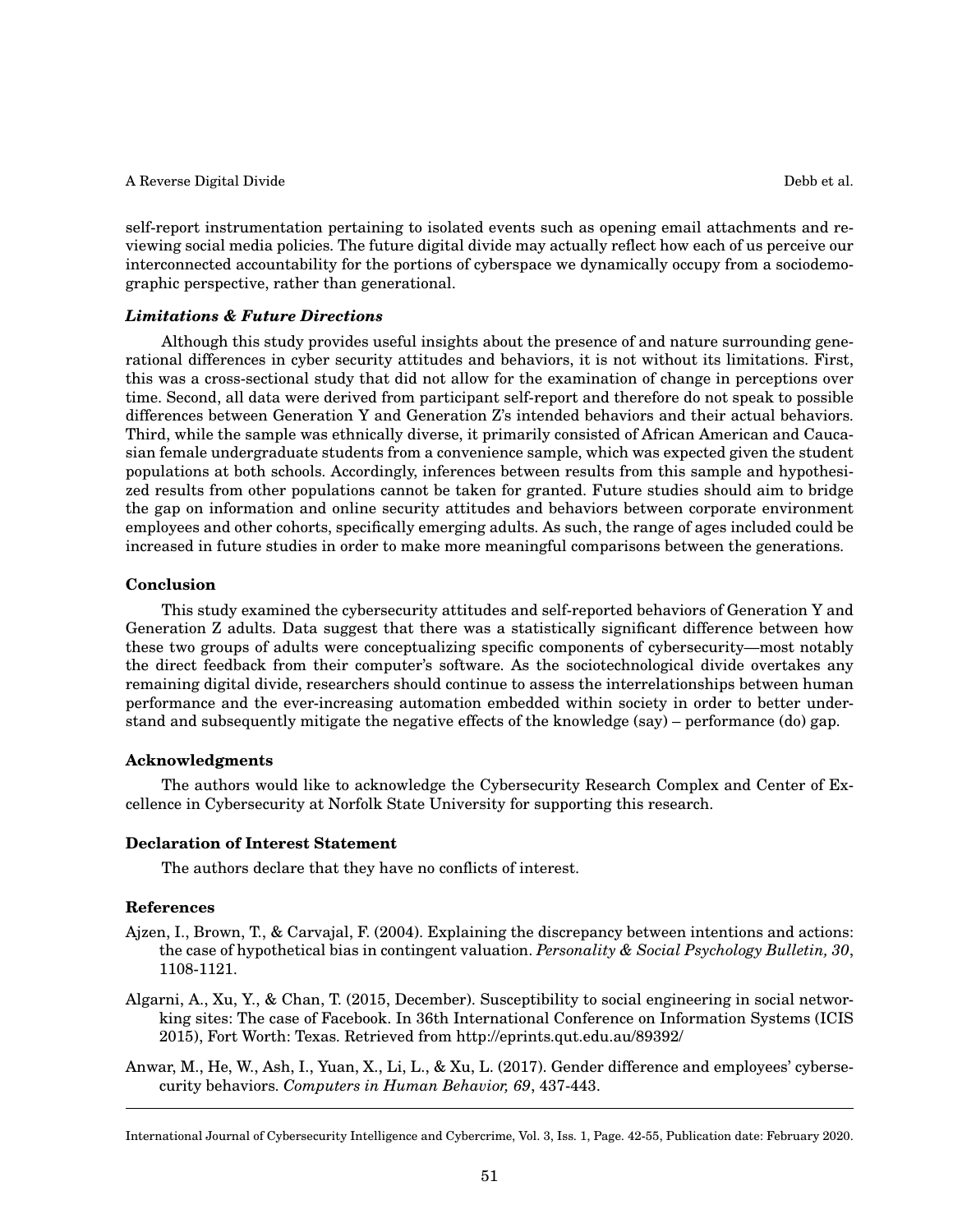self-report instrumentation pertaining to isolated events such as opening email attachments and reviewing social media policies. The future digital divide may actually reflect how each of us perceive our interconnected accountability for the portions of cyberspace we dynamically occupy from a sociodemographic perspective, rather than generational.

### *Limitations & Future Directions*

Although this study provides useful insights about the presence of and nature surrounding generational differences in cyber security attitudes and behaviors, it is not without its limitations. First, this was a cross-sectional study that did not allow for the examination of change in perceptions over time. Second, all data were derived from participant self-report and therefore do not speak to possible differences between Generation Y and Generation Z's intended behaviors and their actual behaviors. Third, while the sample was ethnically diverse, it primarily consisted of African American and Caucasian female undergraduate students from a convenience sample, which was expected given the student populations at both schools. Accordingly, inferences between results from this sample and hypothesized results from other populations cannot be taken for granted. Future studies should aim to bridge the gap on information and online security attitudes and behaviors between corporate environment employees and other cohorts, specifically emerging adults. As such, the range of ages included could be increased in future studies in order to make more meaningful comparisons between the generations.

## Conclusion

This study examined the cybersecurity attitudes and self-reported behaviors of Generation Y and Generation Z adults. Data suggest that there was a statistically significant difference between how these two groups of adults were conceptualizing specific components of cybersecurity—most notably the direct feedback from their computer's software. As the sociotechnological divide overtakes any remaining digital divide, researchers should continue to assess the interrelationships between human performance and the ever-increasing automation embedded within society in order to better understand and subsequently mitigate the negative effects of the knowledge (say) – performance (do) gap.

## Acknowledgments

The authors would like to acknowledge the Cybersecurity Research Complex and Center of Excellence in Cybersecurity at Norfolk State University for supporting this research.

## Declaration of Interest Statement

The authors declare that they have no conflicts of interest.

## References

Ajzen, I., Brown, T., & Carvajal, F. (2004). Explaining the discrepancy between intentions and actions: the case of hypothetical bias in contingent valuation. *Personality & Social Psychology Bulletin, 30*, 1108-1121.

Algarni, A., Xu, Y., & Chan, T. (2015, December). Susceptibility to social engineering in social networking sites: The case of Facebook. In 36th International Conference on Information Systems (ICIS 2015), Fort Worth: Texas. Retrieved from http://eprints.qut.edu.au/89392/

Anwar, M., He, W., Ash, I., Yuan, X., Li, L., & Xu, L. (2017). Gender difference and employees' cybersecurity behaviors. *Computers in Human Behavior, 69*, 437-443.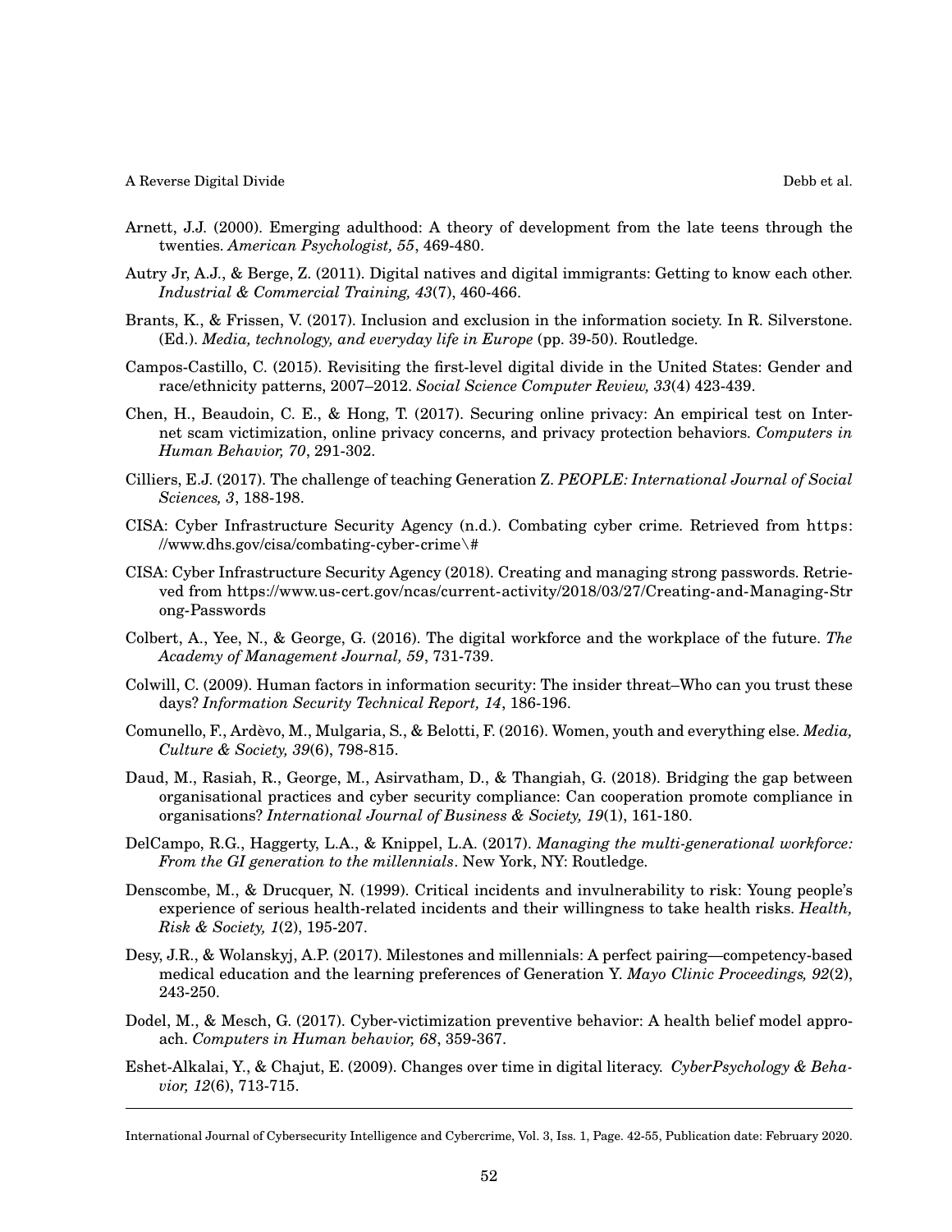Arnett, J.J. (2000). Emerging adulthood: A theory of development from the late teens through the twenties. *American Psychologist, 55*, 469-480.

Autry Jr, A.J., & Berge, Z. (2011). Digital natives and digital immigrants: Getting to know each other. *Industrial & Commercial Training, 43*(7), 460-466.

Brants, K., & Frissen, V. (2017). Inclusion and exclusion in the information society. In R. Silverstone. (Ed.). *Media, technology, and everyday life in Europe* (pp. 39-50). Routledge.

Campos-Castillo, C. (2015). Revisiting the first-level digital divide in the United States: Gender and race/ethnicity patterns, 2007–2012. *Social Science Computer Review, 33*(4) 423-439.

Chen, H., Beaudoin, C. E., & Hong, T. (2017). Securing online privacy: An empirical test on Internet scam victimization, online privacy concerns, and privacy protection behaviors. *Computers in Human Behavior, 70*, 291-302.

Cilliers, E.J. (2017). The challenge of teaching Generation Z. *PEOPLE: International Journal of Social Sciences, 3*, 188-198.

CISA: Cyber Infrastructure Security Agency (n.d.). Combating cyber crime. Retrieved from https://www.dhs.gov/cisa/combating-cyber-crime\#

CISA: Cyber Infrastructure Security Agency (2018). Creating and managing strong passwords. Retrieved from https://www.us-cert.gov/ncas/current-activity/2018/03/27/Creating-and-Managing-Strong-Passwords

Colbert, A., Yee, N., & George, G. (2016). The digital workforce and the workplace of the future. *The Academy of Management Journal, 59*, 731-739.

Colwill, C. (2009). Human factors in information security: The insider threat–Who can you trust these days? *Information Security Technical Report, 14*, 186-196.

Comunello, F., Ardèvo, M., Mulgaria, S., & Belotti, F. (2016). Women, youth and everything else. *Media, Culture & Society, 39*(6), 798-815.

Daud, M., Rasiah, R., George, M., Asirvatham, D., & Thangiah, G. (2018). Bridging the gap between organisational practices and cyber security compliance: Can cooperation promote compliance in organisations? *International Journal of Business & Society, 19*(1), 161-180.

DelCampo, R.G., Haggerty, L.A., & Knippel, L.A. (2017). *Managing the multi-generational workforce: From the GI generation to the millennials*. New York, NY: Routledge.

Denscombe, M., & Drucquer, N. (1999). Critical incidents and invulnerability to risk: Young people's experience of serious health-related incidents and their willingness to take health risks. *Health, Risk & Society, 1*(2), 195-207.

Desy, J.R., & Wolanskyj, A.P. (2017). Milestones and millennials: A perfect pairing—competency-based medical education and the learning preferences of Generation Y. *Mayo Clinic Proceedings, 92*(2), 243-250.

Dodel, M., & Mesch, G. (2017). Cyber-victimization preventive behavior: A health belief model approach. *Computers in Human behavior, 68*, 359-367.

Eshet-Alkalai, Y., & Chajut, E. (2009). Changes over time in digital literacy. *CyberPsychology & Behavior, 12*(6), 713-715.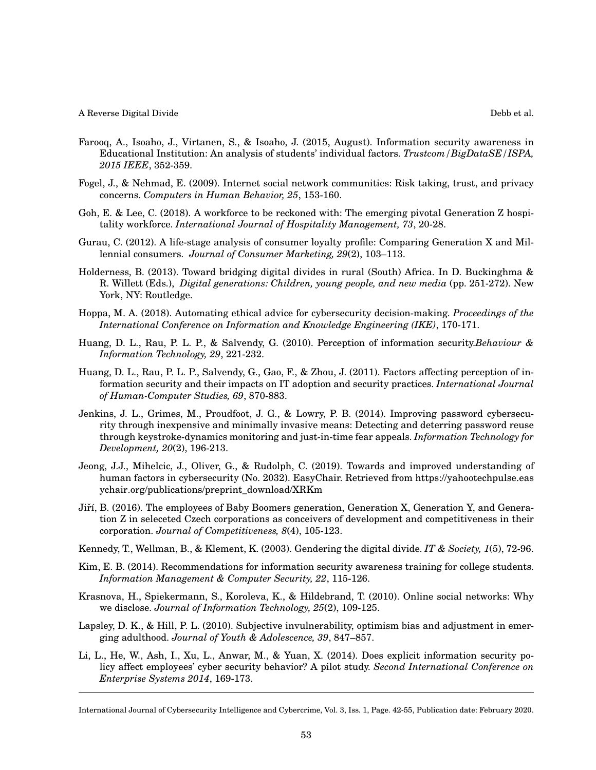Farooq, A., Isoaho, J., Virtanen, S., & Isoaho, J. (2015, August). Information security awareness in Educational Institution: An analysis of students' individual factors. *Trustcom/BigDataSE/ISPA, 2015 IEEE*, 352-359.

Fogel, J., & Nehmad, E. (2009). Internet social network communities: Risk taking, trust, and privacy concerns. *Computers in Human Behavior, 25*, 153-160.

Goh, E. & Lee, C. (2018). A workforce to be reckoned with: The emerging pivotal Generation Z hospitality workforce. *International Journal of Hospitality Management, 73*, 20-28.

Gurau, C. (2012). A life-stage analysis of consumer loyalty profile: Comparing Generation X and Millennial consumers. *Journal of Consumer Marketing, 29*(2), 103–113.

Holderness, B. (2013). Toward bridging digital divides in rural (South) Africa. In D. Buckinghma & R. Willett (Eds.), *Digital generations: Children, young people, and new media* (pp. 251-272). New York, NY: Routledge.

Hoppa, M. A. (2018). Automating ethical advice for cybersecurity decision-making. *Proceedings of the International Conference on Information and Knowledge Engineering (IKE)*, 170-171.

Huang, D. L., Rau, P. L. P., & Salvendy, G. (2010). Perception of information security.*Behaviour & Information Technology, 29*, 221-232.

Huang, D. L., Rau, P. L. P., Salvendy, G., Gao, F., & Zhou, J. (2011). Factors affecting perception of information security and their impacts on IT adoption and security practices. *International Journal of Human-Computer Studies, 69*, 870-883.

Jenkins, J. L., Grimes, M., Proudfoot, J. G., & Lowry, P. B. (2014). Improving password cybersecurity through inexpensive and minimally invasive means: Detecting and deterring password reuse through keystroke-dynamics monitoring and just-in-time fear appeals. *Information Technology for Development, 20*(2), 196-213.

Jeong, J.J., Mihelcic, J., Oliver, G., & Rudolph, C. (2019). Towards and improved understanding of human factors in cybersecurity (No. 2032). EasyChair. Retrieved from https://yahootechpulse.easychair.org/publications/preprint_download/XRKm

Jiří, B. (2016). The employees of Baby Boomers generation, Generation X, Generation Y, and Generation Z in seleceted Czech corporations as conceivers of development and competitiveness in their corporation. *Journal of Competitiveness, 8*(4), 105-123.

Kennedy, T., Wellman, B., & Klement, K. (2003). Gendering the digital divide. *IT & Society, 1*(5), 72-96.

Kim, E. B. (2014). Recommendations for information security awareness training for college students. *Information Management & Computer Security, 22*, 115-126.

Krasnova, H., Spiekermann, S., Koroleva, K., & Hildebrand, T. (2010). Online social networks: Why we disclose. *Journal of Information Technology, 25*(2), 109-125.

Lapsley, D. K., & Hill, P. L. (2010). Subjective invulnerability, optimism bias and adjustment in emerging adulthood. *Journal of Youth & Adolescence, 39*, 847–857.

Li, L., He, W., Ash, I., Xu, L., Anwar, M., & Yuan, X. (2014). Does explicit information security policy affect employees' cyber security behavior? A pilot study. *Second International Conference on Enterprise Systems 2014*, 169-173.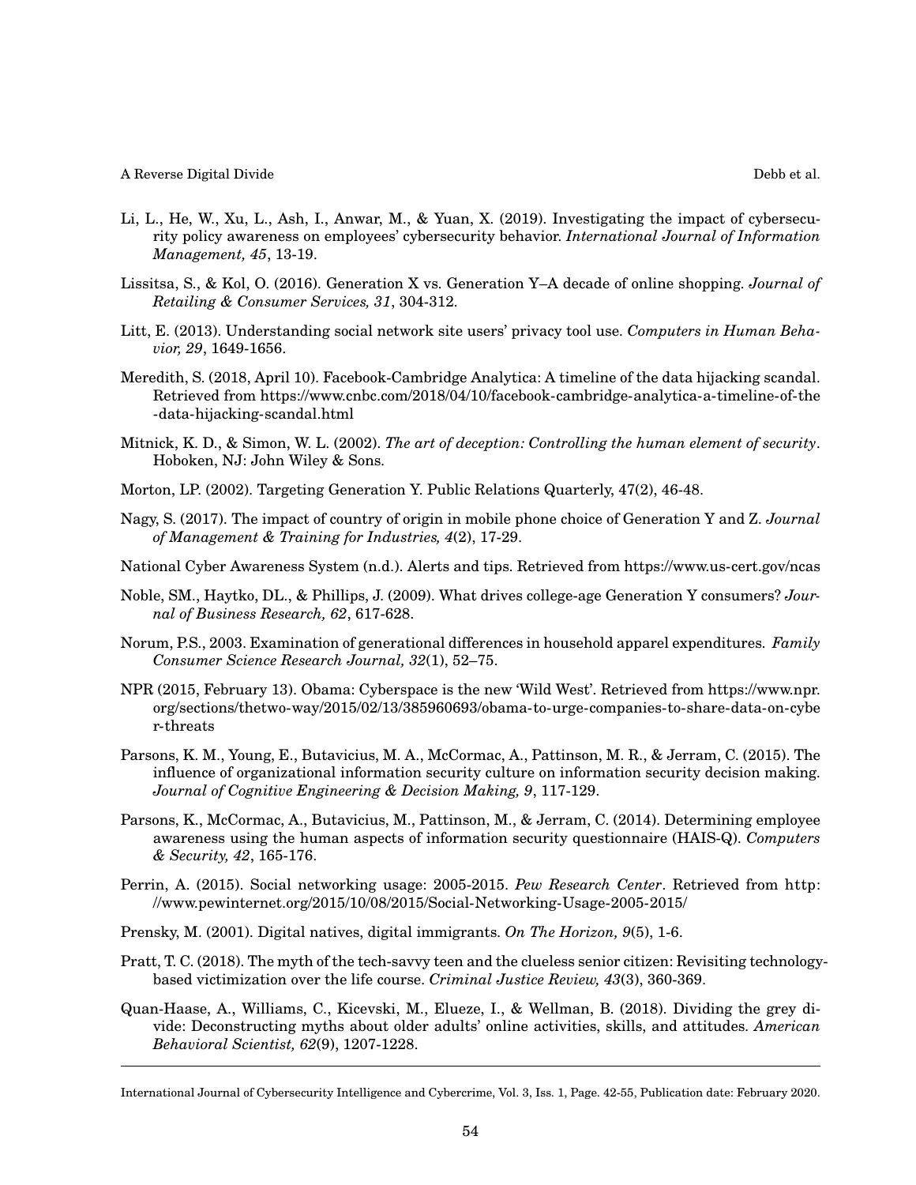Li, L., He, W., Xu, L., Ash, I., Anwar, M., & Yuan, X. (2019). Investigating the impact of cybersecurity policy awareness on employees' cybersecurity behavior. *International Journal of Information Management, 45*, 13-19.

Lissitsa, S., & Kol, O. (2016). Generation X vs. Generation Y–A decade of online shopping. *Journal of Retailing & Consumer Services, 31*, 304-312.

Litt, E. (2013). Understanding social network site users' privacy tool use. *Computers in Human Behavior, 29*, 1649-1656.

Meredith, S. (2018, April 10). Facebook-Cambridge Analytica: A timeline of the data hijacking scandal. Retrieved from https://www.cnbc.com/2018/04/10/facebook-cambridge-analytica-a-timeline-of-the-data-hijacking-scandal.html

Mitnick, K. D., & Simon, W. L. (2002). *The art of deception: Controlling the human element of security*. Hoboken, NJ: John Wiley & Sons.

Morton, LP. (2002). Targeting Generation Y. Public Relations Quarterly, 47(2), 46-48.

Nagy, S. (2017). The impact of country of origin in mobile phone choice of Generation Y and Z. *Journal of Management & Training for Industries, 4*(2), 17-29.

National Cyber Awareness System (n.d.). Alerts and tips. Retrieved from https://www.us-cert.gov/ncas

Noble, SM., Haytko, DL., & Phillips, J. (2009). What drives college-age Generation Y consumers? *Journal of Business Research, 62*, 617-628.

Norum, P.S., 2003. Examination of generational differences in household apparel expenditures. *Family Consumer Science Research Journal, 32*(1), 52–75.

NPR (2015, February 13). Obama: Cyberspace is the new 'Wild West'. Retrieved from https://www.npr.org/sections/thetwo-way/2015/02/13/385960693/obama-to-urge-companies-to-share-data-on-cyber-threats

Parsons, K. M., Young, E., Butavicius, M. A., McCormac, A., Pattinson, M. R., & Jerram, C. (2015). The influence of organizational information security culture on information security decision making. *Journal of Cognitive Engineering & Decision Making, 9*, 117-129.

Parsons, K., McCormac, A., Butavicius, M., Pattinson, M., & Jerram, C. (2014). Determining employee awareness using the human aspects of information security questionnaire (HAIS-Q). *Computers & Security, 42*, 165-176.

Perrin, A. (2015). Social networking usage: 2005-2015. *Pew Research Center*. Retrieved from http://www.pewinternet.org/2015/10/08/2015/Social-Networking-Usage-2005-2015/

Prensky, M. (2001). Digital natives, digital immigrants. *On The Horizon, 9*(5), 1-6.

Pratt, T. C. (2018). The myth of the tech-savvy teen and the clueless senior citizen: Revisiting technology-based victimization over the life course. *Criminal Justice Review, 43*(3), 360-369.

Quan-Haase, A., Williams, C., Kicevski, M., Elueze, I., & Wellman, B. (2018). Dividing the grey divide: Deconstructing myths about older adults' online activities, skills, and attitudes. *American Behavioral Scientist, 62*(9), 1207-1228.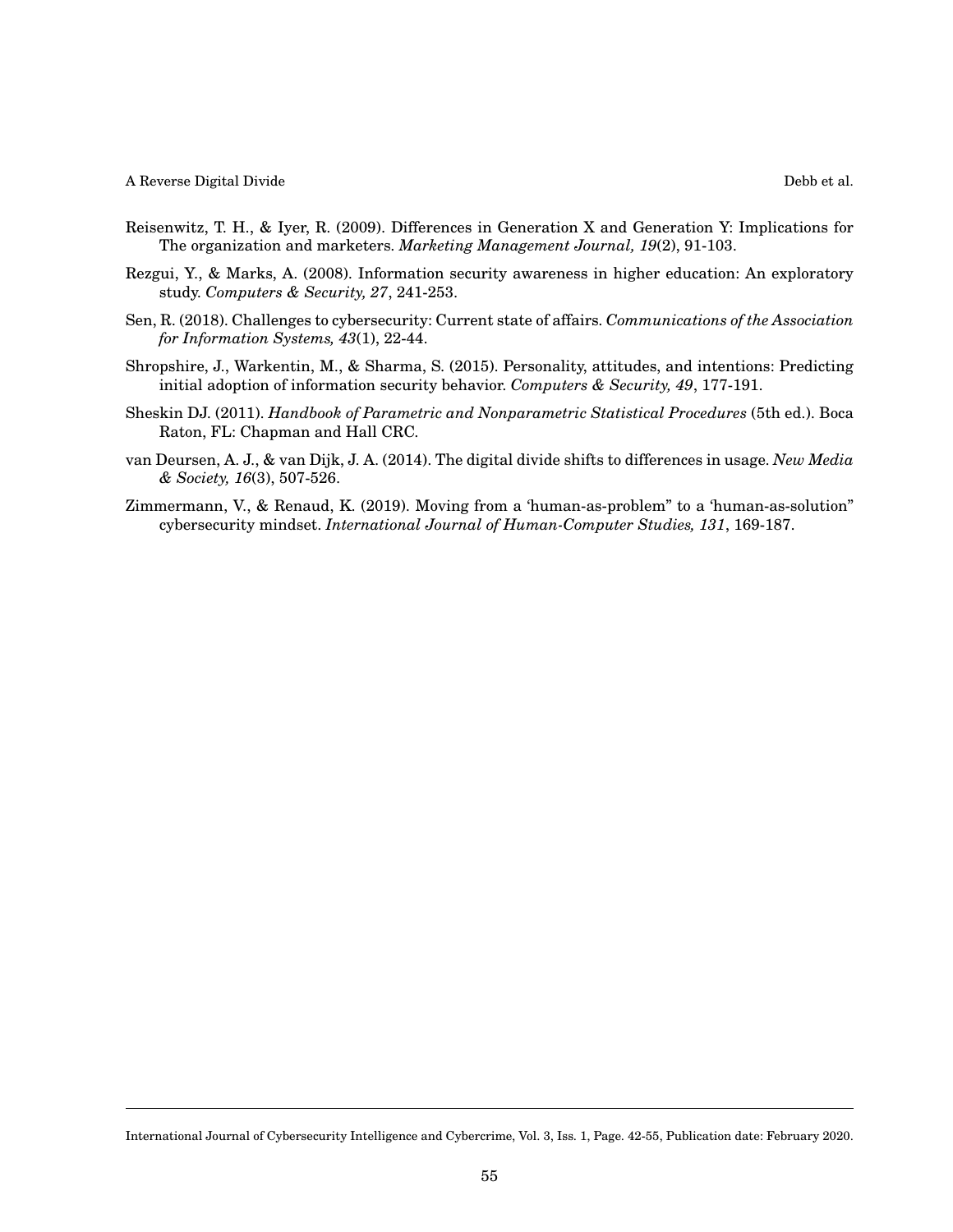Reisenwitz, T. H., & Iyer, R. (2009). Differences in Generation X and Generation Y: Implications for The organization and marketers. *Marketing Management Journal, 19*(2), 91-103.

Rezgui, Y., & Marks, A. (2008). Information security awareness in higher education: An exploratory study. *Computers & Security, 27*, 241-253.

Sen, R. (2018). Challenges to cybersecurity: Current state of affairs. *Communications of the Association for Information Systems, 43*(1), 22-44.

Shropshire, J., Warkentin, M., & Sharma, S. (2015). Personality, attitudes, and intentions: Predicting initial adoption of information security behavior. *Computers & Security, 49*, 177-191.

Sheskin DJ. (2011). *Handbook of Parametric and Nonparametric Statistical Procedures* (5th ed.). Boca Raton, FL: Chapman and Hall CRC.

van Deursen, A. J., & van Dijk, J. A. (2014). The digital divide shifts to differences in usage. *New Media & Society, 16*(3), 507-526.

Zimmermann, V., & Renaud, K. (2019). Moving from a 'human-as-problem" to a 'human-as-solution" cybersecurity mindset. *International Journal of Human-Computer Studies, 131*, 169-187.